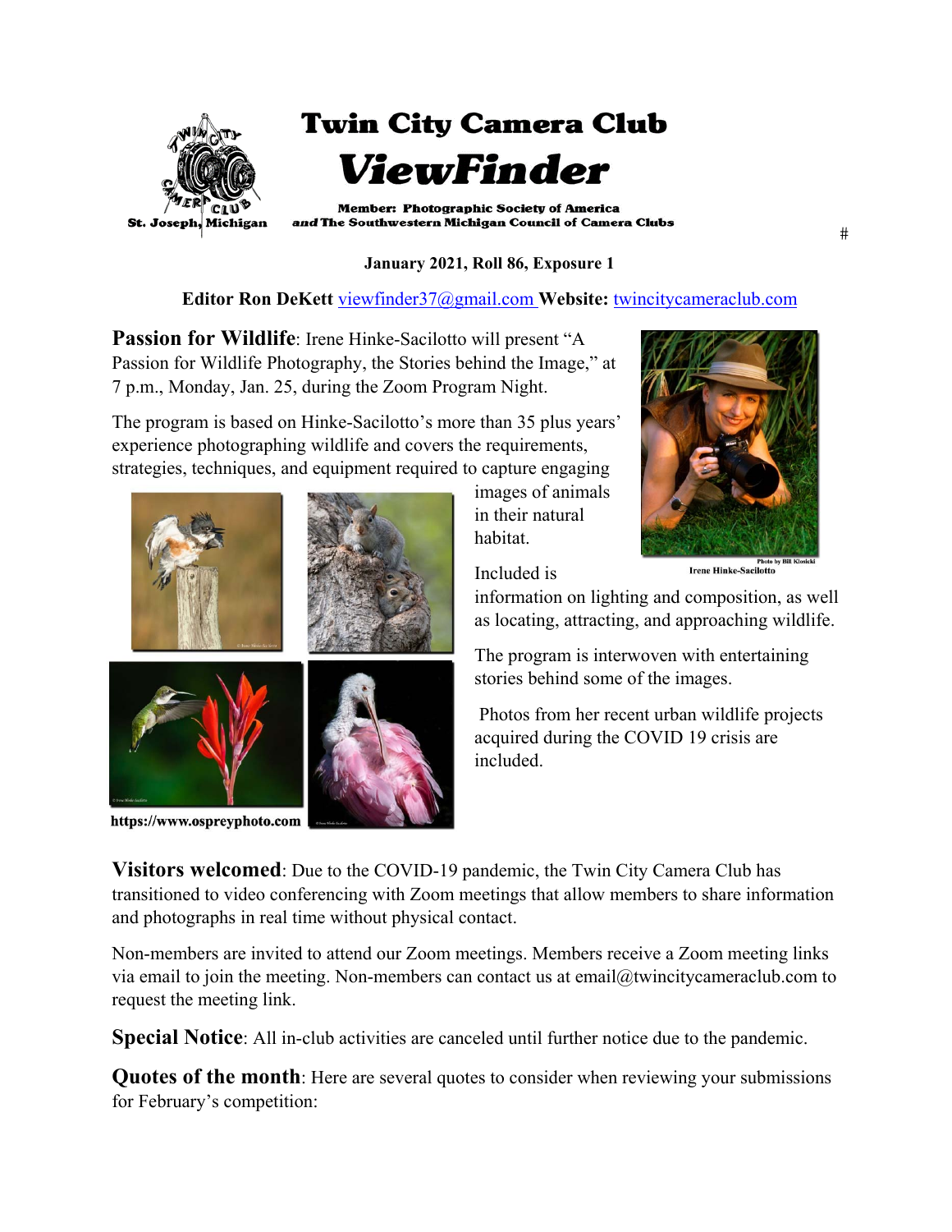# Twin City Camera Club

# *ViewFinder*

St. Joseph, Michigan

**Member: Photographic Society of America**
***and* The Southwestern Michigan Council of Camera Clubs**

#

**January 2021, Roll 86, Exposure 1**

**Editor Ron DeKett** viewfinder37@gmail.com **Website:** twincitycameraclub.com

**Passion for Wildlife**: Irene Hinke-Sacilotto will present "A Passion for Wildlife Photography, the Stories behind the Image," at 7 p.m., Monday, Jan. 25, during the Zoom Program Night.

The program is based on Hinke-Sacilotto's more than 35 plus years' experience photographing wildlife and covers the requirements, strategies, techniques, and equipment required to capture engaging images of animals in their natural habitat.

Photo by Bill Klosicki

Irene Hinke-Sacilotto

Included is information on lighting and composition, as well as locating, attracting, and approaching wildlife.

The program is interwoven with entertaining stories behind some of the images.

Photos from her recent urban wildlife projects acquired during the COVID 19 crisis are included.

https://www.ospreyphoto.com

**Visitors welcomed**: Due to the COVID-19 pandemic, the Twin City Camera Club has transitioned to video conferencing with Zoom meetings that allow members to share information and photographs in real time without physical contact.

Non-members are invited to attend our Zoom meetings. Members receive a Zoom meeting links via email to join the meeting. Non-members can contact us at email@twincitycameraclub.com to request the meeting link.

**Special Notice**: All in-club activities are canceled until further notice due to the pandemic.

**Quotes of the month**: Here are several quotes to consider when reviewing your submissions for February's competition: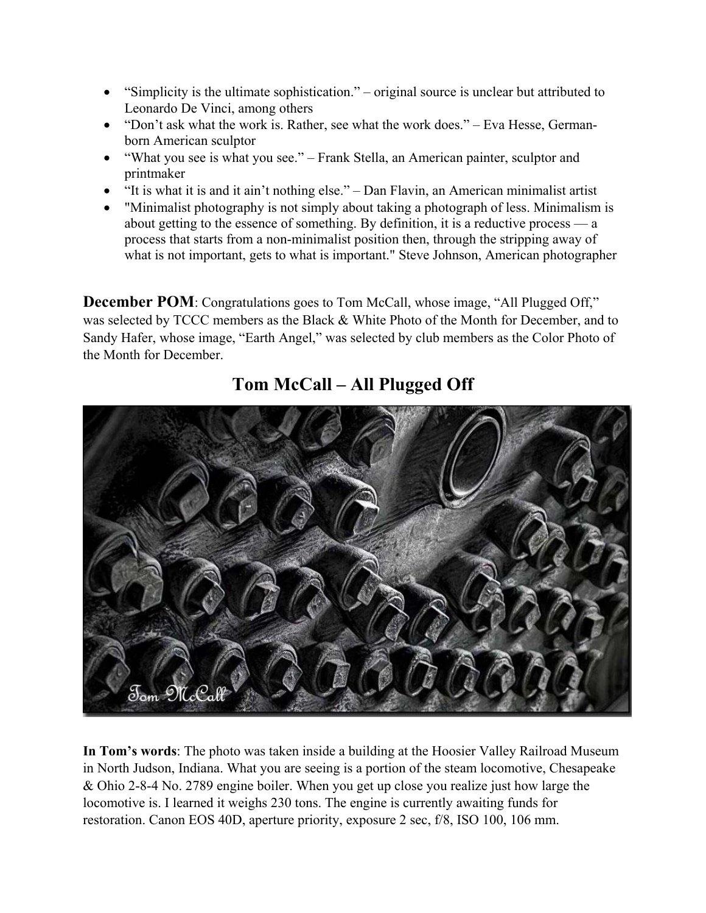- "Simplicity is the ultimate sophistication." – original source is unclear but attributed to Leonardo De Vinci, among others
- "Don't ask what the work is. Rather, see what the work does." – Eva Hesse, German-born American sculptor
- "What you see is what you see." – Frank Stella, an American painter, sculptor and printmaker
- "It is what it is and it ain't nothing else." – Dan Flavin, an American minimalist artist
- "Minimalist photography is not simply about taking a photograph of less. Minimalism is about getting to the essence of something. By definition, it is a reductive process — a process that starts from a non-minimalist position then, through the stripping away of what is not important, gets to what is important." Steve Johnson, American photographer

**December POM**: Congratulations goes to Tom McCall, whose image, "All Plugged Off," was selected by TCCC members as the Black & White Photo of the Month for December, and to Sandy Hafer, whose image, "Earth Angel," was selected by club members as the Color Photo of the Month for December.

## Tom McCall – All Plugged Off

**In Tom's words**: The photo was taken inside a building at the Hoosier Valley Railroad Museum in North Judson, Indiana. What you are seeing is a portion of the steam locomotive, Chesapeake & Ohio 2-8-4 No. 2789 engine boiler. When you get up close you realize just how large the locomotive is. I learned it weighs 230 tons. The engine is currently awaiting funds for restoration. Canon EOS 40D, aperture priority, exposure 2 sec, f/8, ISO 100, 106 mm.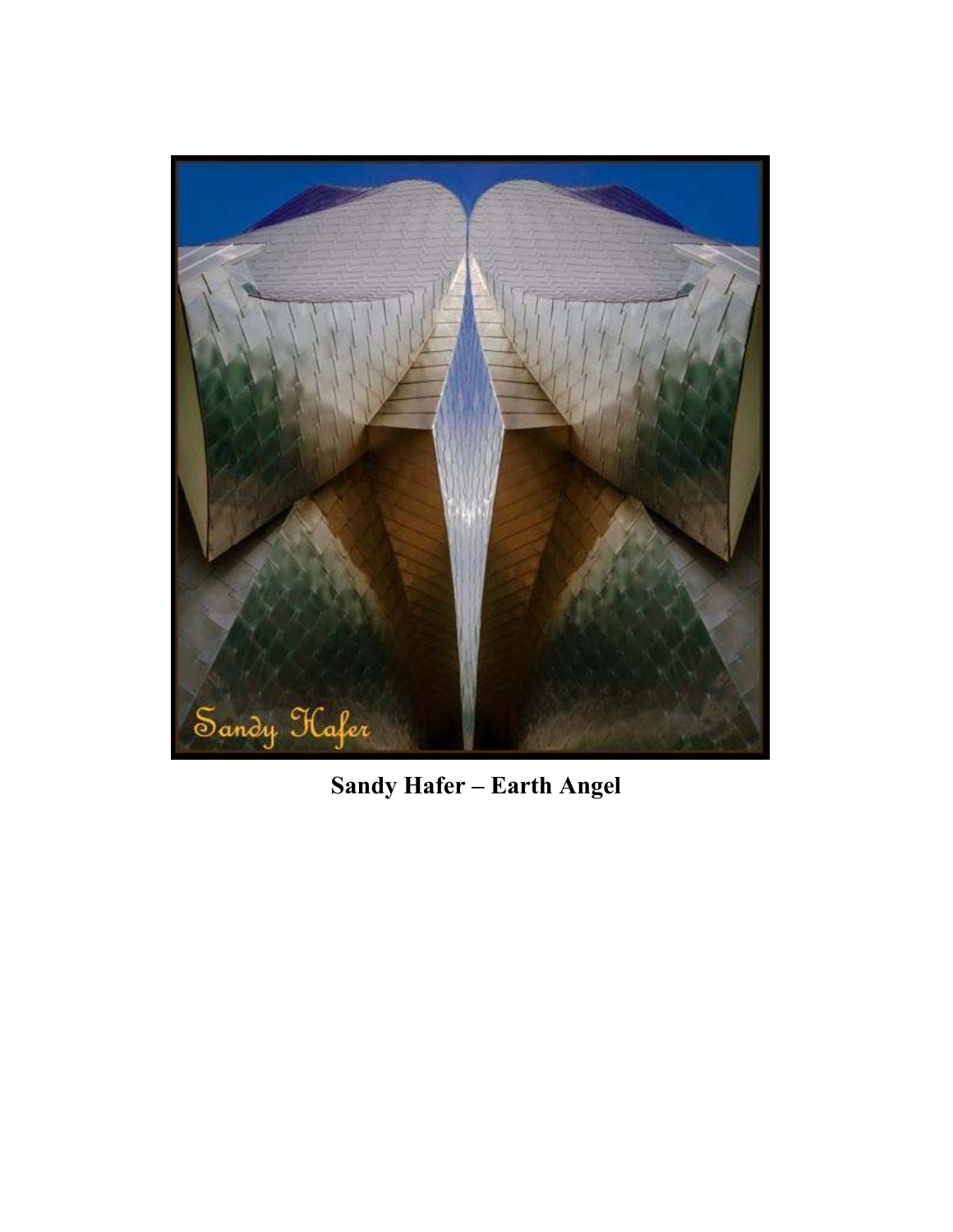**Sandy Hafer – Earth Angel**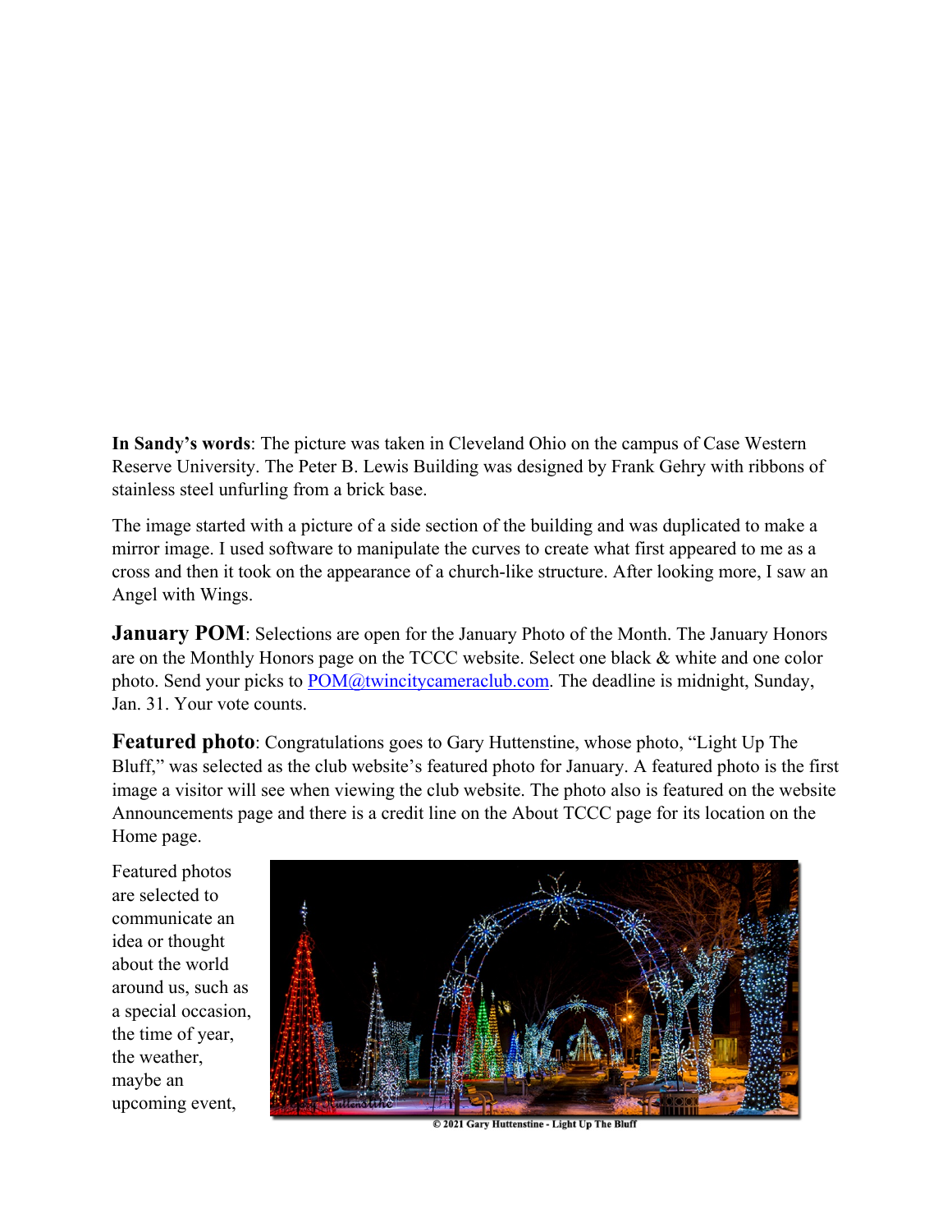**In Sandy's words**: The picture was taken in Cleveland Ohio on the campus of Case Western Reserve University. The Peter B. Lewis Building was designed by Frank Gehry with ribbons of stainless steel unfurling from a brick base.

The image started with a picture of a side section of the building and was duplicated to make a mirror image. I used software to manipulate the curves to create what first appeared to me as a cross and then it took on the appearance of a church-like structure. After looking more, I saw an Angel with Wings.

**January POM**: Selections are open for the January Photo of the Month. The January Honors are on the Monthly Honors page on the TCCC website. Select one black & white and one color photo. Send your picks to [POM@twincitycameraclub.com](mailto:POM@twincitycameraclub.com). The deadline is midnight, Sunday, Jan. 31. Your vote counts.

**Featured photo**: Congratulations goes to Gary Huttenstine, whose photo, "Light Up The Bluff," was selected as the club website's featured photo for January. A featured photo is the first image a visitor will see when viewing the club website. The photo also is featured on the website Announcements page and there is a credit line on the About TCCC page for its location on the Home page.

Featured photos are selected to communicate an idea or thought about the world around us, such as a special occasion, the time of year, the weather, maybe an upcoming event,

© 2021 Gary Huttenstine - Light Up The Bluff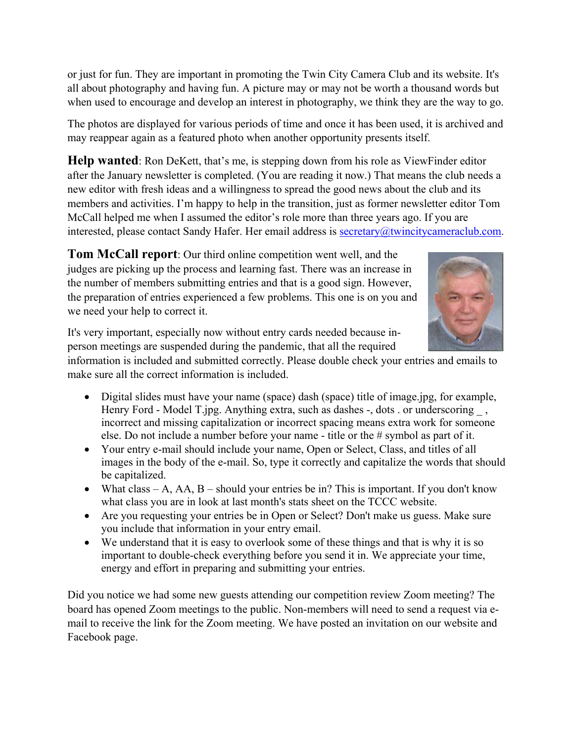or just for fun. They are important in promoting the Twin City Camera Club and its website. It's all about photography and having fun. A picture may or may not be worth a thousand words but when used to encourage and develop an interest in photography, we think they are the way to go.

The photos are displayed for various periods of time and once it has been used, it is archived and may reappear again as a featured photo when another opportunity presents itself.

**Help wanted**: Ron DeKett, that's me, is stepping down from his role as ViewFinder editor after the January newsletter is completed. (You are reading it now.) That means the club needs a new editor with fresh ideas and a willingness to spread the good news about the club and its members and activities. I'm happy to help in the transition, just as former newsletter editor Tom McCall helped me when I assumed the editor's role more than three years ago. If you are interested, please contact Sandy Hafer. Her email address is secretary@twincitycameraclub.com.

**Tom McCall report**: Our third online competition went well, and the judges are picking up the process and learning fast. There was an increase in the number of members submitting entries and that is a good sign. However, the preparation of entries experienced a few problems. This one is on you and we need your help to correct it.

It's very important, especially now without entry cards needed because in-person meetings are suspended during the pandemic, that all the required information is included and submitted correctly. Please double check your entries and emails to make sure all the correct information is included.

- Digital slides must have your name (space) dash (space) title of image.jpg, for example, Henry Ford - Model T.jpg. Anything extra, such as dashes -, dots . or underscoring _ , incorrect and missing capitalization or incorrect spacing means extra work for someone else. Do not include a number before your name - title or the # symbol as part of it.
- Your entry e-mail should include your name, Open or Select, Class, and titles of all images in the body of the e-mail. So, type it correctly and capitalize the words that should be capitalized.
- What class – A, AA, B – should your entries be in? This is important. If you don't know what class you are in look at last month's stats sheet on the TCCC website.
- Are you requesting your entries be in Open or Select? Don't make us guess. Make sure you include that information in your entry email.
- We understand that it is easy to overlook some of these things and that is why it is so important to double-check everything before you send it in. We appreciate your time, energy and effort in preparing and submitting your entries.

Did you notice we had some new guests attending our competition review Zoom meeting? The board has opened Zoom meetings to the public. Non-members will need to send a request via e-mail to receive the link for the Zoom meeting. We have posted an invitation on our website and Facebook page.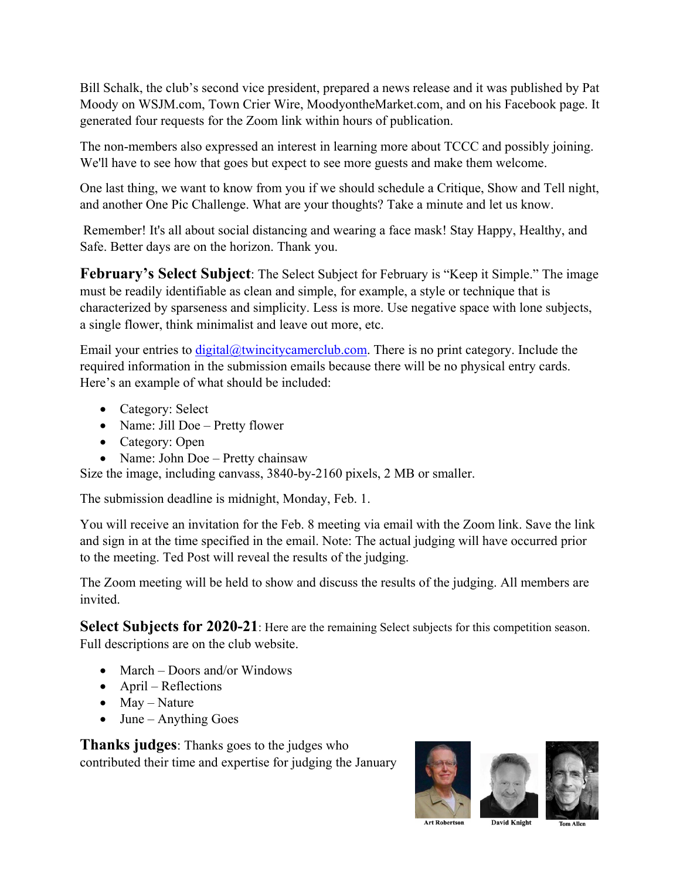Bill Schalk, the club's second vice president, prepared a news release and it was published by Pat Moody on WSJM.com, Town Crier Wire, MoodyontheMarket.com, and on his Facebook page. It generated four requests for the Zoom link within hours of publication.

The non-members also expressed an interest in learning more about TCCC and possibly joining. We'll have to see how that goes but expect to see more guests and make them welcome.

One last thing, we want to know from you if we should schedule a Critique, Show and Tell night, and another One Pic Challenge. What are your thoughts? Take a minute and let us know.

Remember! It's all about social distancing and wearing a face mask! Stay Happy, Healthy, and Safe. Better days are on the horizon. Thank you.

**February's Select Subject**: The Select Subject for February is "Keep it Simple." The image must be readily identifiable as clean and simple, for example, a style or technique that is characterized by sparseness and simplicity. Less is more. Use negative space with lone subjects, a single flower, think minimalist and leave out more, etc.

Email your entries to digital@twincitycamerclub.com. There is no print category. Include the required information in the submission emails because there will be no physical entry cards. Here's an example of what should be included:

- Category: Select
- Name: Jill Doe – Pretty flower
- Category: Open
- Name: John Doe – Pretty chainsaw

Size the image, including canvass, 3840-by-2160 pixels, 2 MB or smaller.

The submission deadline is midnight, Monday, Feb. 1.

You will receive an invitation for the Feb. 8 meeting via email with the Zoom link. Save the link and sign in at the time specified in the email. Note: The actual judging will have occurred prior to the meeting. Ted Post will reveal the results of the judging.

The Zoom meeting will be held to show and discuss the results of the judging. All members are invited.

**Select Subjects for 2020-21**: Here are the remaining Select subjects for this competition season. Full descriptions are on the club website.

- March – Doors and/or Windows
- April – Reflections
- May – Nature
- June – Anything Goes

**Thanks judges**: Thanks goes to the judges who contributed their time and expertise for judging the January

Art Robertson David Knight Tom Allen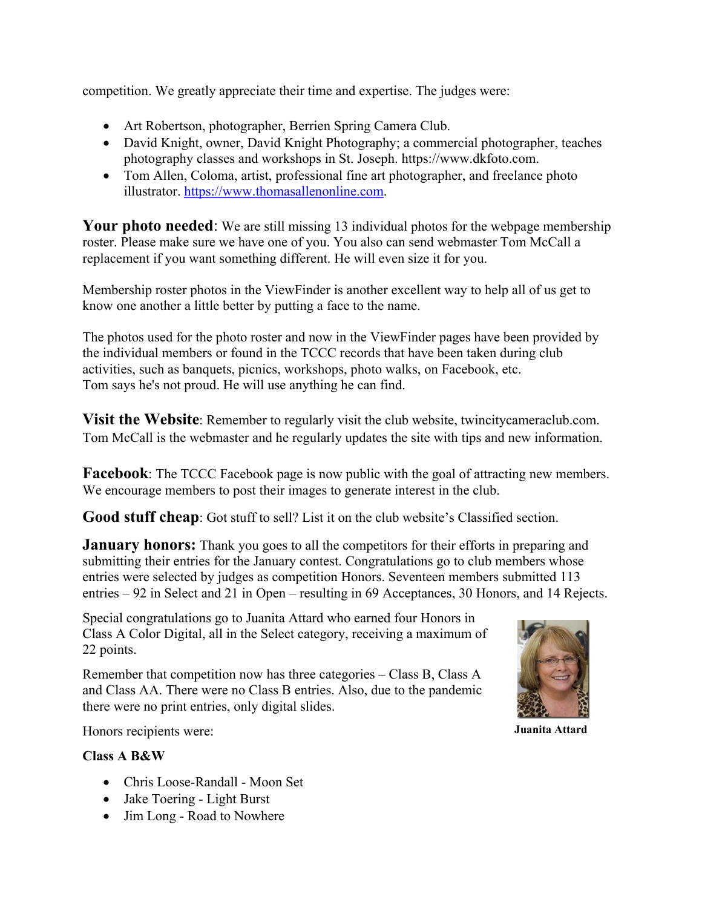competition. We greatly appreciate their time and expertise. The judges were:

- Art Robertson, photographer, Berrien Spring Camera Club.
- David Knight, owner, David Knight Photography; a commercial photographer, teaches photography classes and workshops in St. Joseph. https://www.dkfoto.com.
- Tom Allen, Coloma, artist, professional fine art photographer, and freelance photo illustrator. [https://www.thomasallenonline.com](https://www.thomasallenonline.com).

**Your photo needed**: We are still missing 13 individual photos for the webpage membership roster. Please make sure we have one of you. You also can send webmaster Tom McCall a replacement if you want something different. He will even size it for you.

Membership roster photos in the ViewFinder is another excellent way to help all of us get to know one another a little better by putting a face to the name.

The photos used for the photo roster and now in the ViewFinder pages have been provided by the individual members or found in the TCCC records that have been taken during club activities, such as banquets, picnics, workshops, photo walks, on Facebook, etc.
Tom says he's not proud. He will use anything he can find.

**Visit the Website**: Remember to regularly visit the club website, twincitycameraclub.com. Tom McCall is the webmaster and he regularly updates the site with tips and new information.

**Facebook**: The TCCC Facebook page is now public with the goal of attracting new members. We encourage members to post their images to generate interest in the club.

**Good stuff cheap**: Got stuff to sell? List it on the club website's Classified section.

**January honors:** Thank you goes to all the competitors for their efforts in preparing and submitting their entries for the January contest. Congratulations go to club members whose entries were selected by judges as competition Honors. Seventeen members submitted 113 entries – 92 in Select and 21 in Open – resulting in 69 Acceptances, 30 Honors, and 14 Rejects.

Special congratulations go to Juanita Attard who earned four Honors in Class A Color Digital, all in the Select category, receiving a maximum of 22 points.

**Juanita Attard**

Remember that competition now has three categories – Class B, Class A and Class AA. There were no Class B entries. Also, due to the pandemic there were no print entries, only digital slides.

Honors recipients were:

**Class A B&W**

- Chris Loose-Randall - Moon Set
- Jake Toering - Light Burst
- Jim Long - Road to Nowhere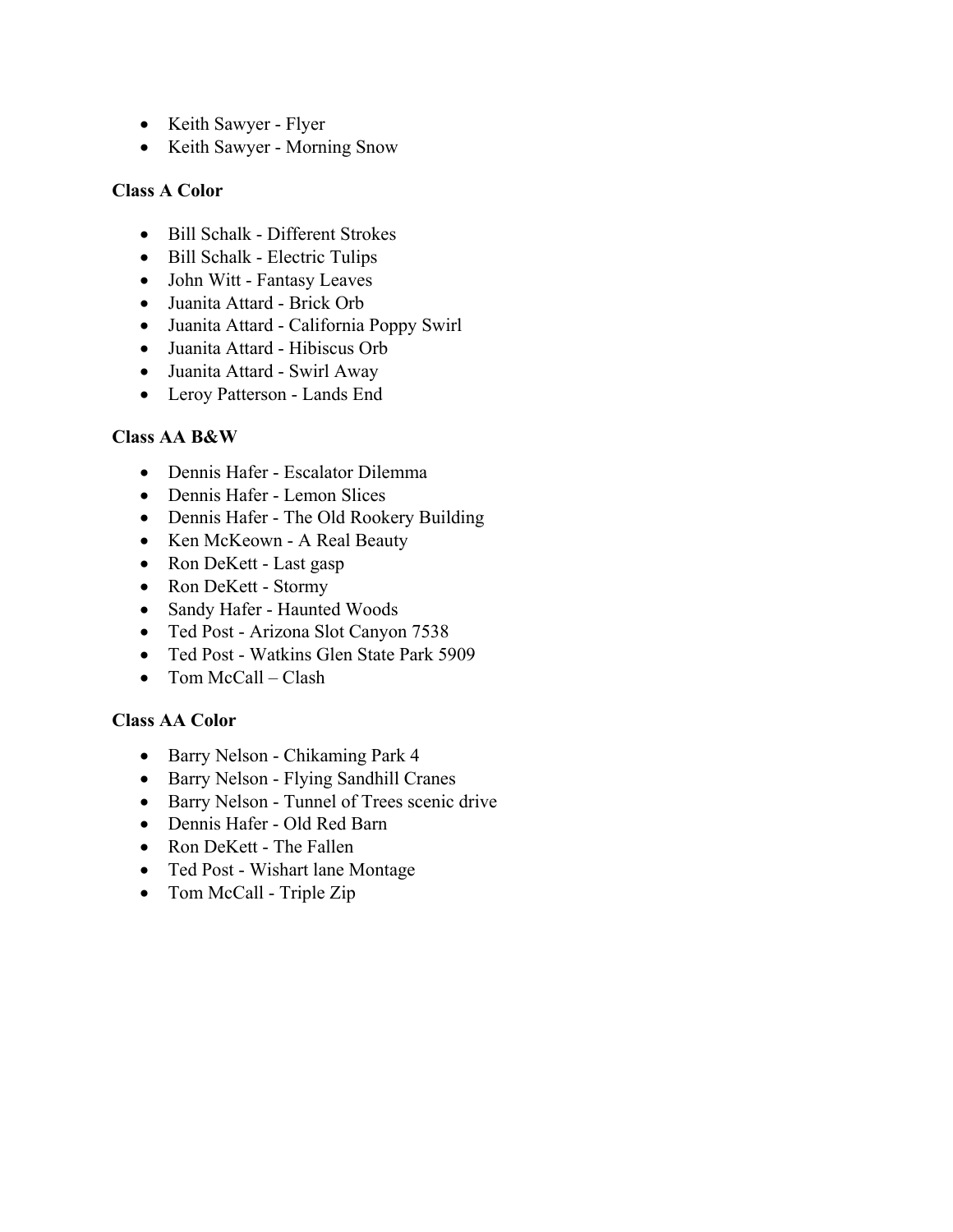- Keith Sawyer - Flyer
- Keith Sawyer - Morning Snow

**Class A Color**

- Bill Schalk - Different Strokes
- Bill Schalk - Electric Tulips
- John Witt - Fantasy Leaves
- Juanita Attard - Brick Orb
- Juanita Attard - California Poppy Swirl
- Juanita Attard - Hibiscus Orb
- Juanita Attard - Swirl Away
- Leroy Patterson - Lands End

**Class AA B&W**

- Dennis Hafer - Escalator Dilemma
- Dennis Hafer - Lemon Slices
- Dennis Hafer - The Old Rookery Building
- Ken McKeown - A Real Beauty
- Ron DeKett - Last gasp
- Ron DeKett - Stormy
- Sandy Hafer - Haunted Woods
- Ted Post - Arizona Slot Canyon 7538
- Ted Post - Watkins Glen State Park 5909
- Tom McCall – Clash

**Class AA Color**

- Barry Nelson - Chikaming Park 4
- Barry Nelson - Flying Sandhill Cranes
- Barry Nelson - Tunnel of Trees scenic drive
- Dennis Hafer - Old Red Barn
- Ron DeKett - The Fallen
- Ted Post - Wishart lane Montage
- Tom McCall - Triple Zip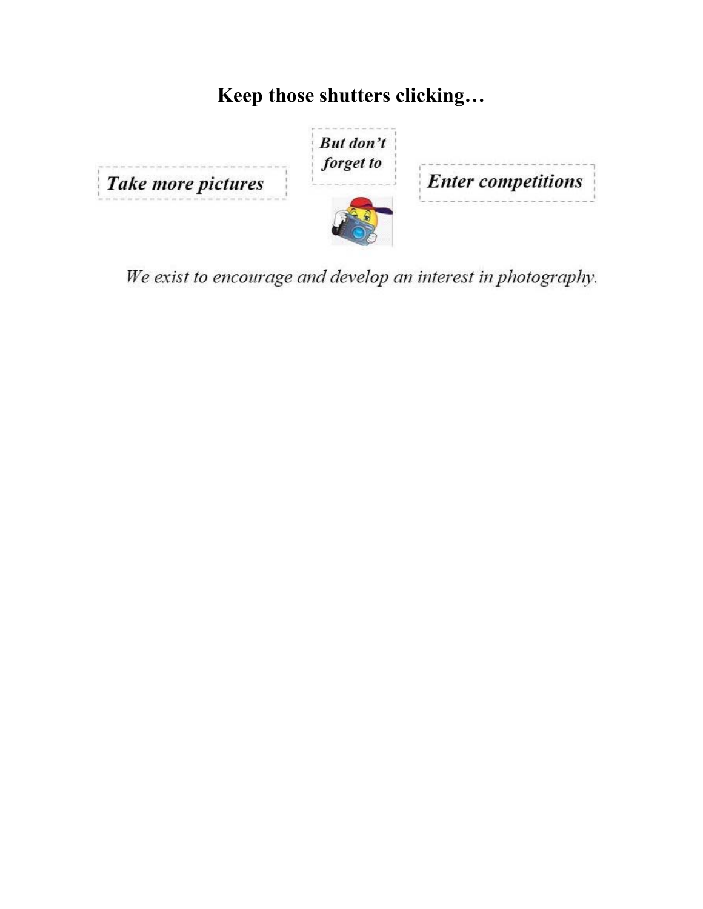# Keep those shutters clicking…

***Take more pictures***

***But don't forget to***

***Enter competitions***

*We exist to encourage and develop an interest in photography.*